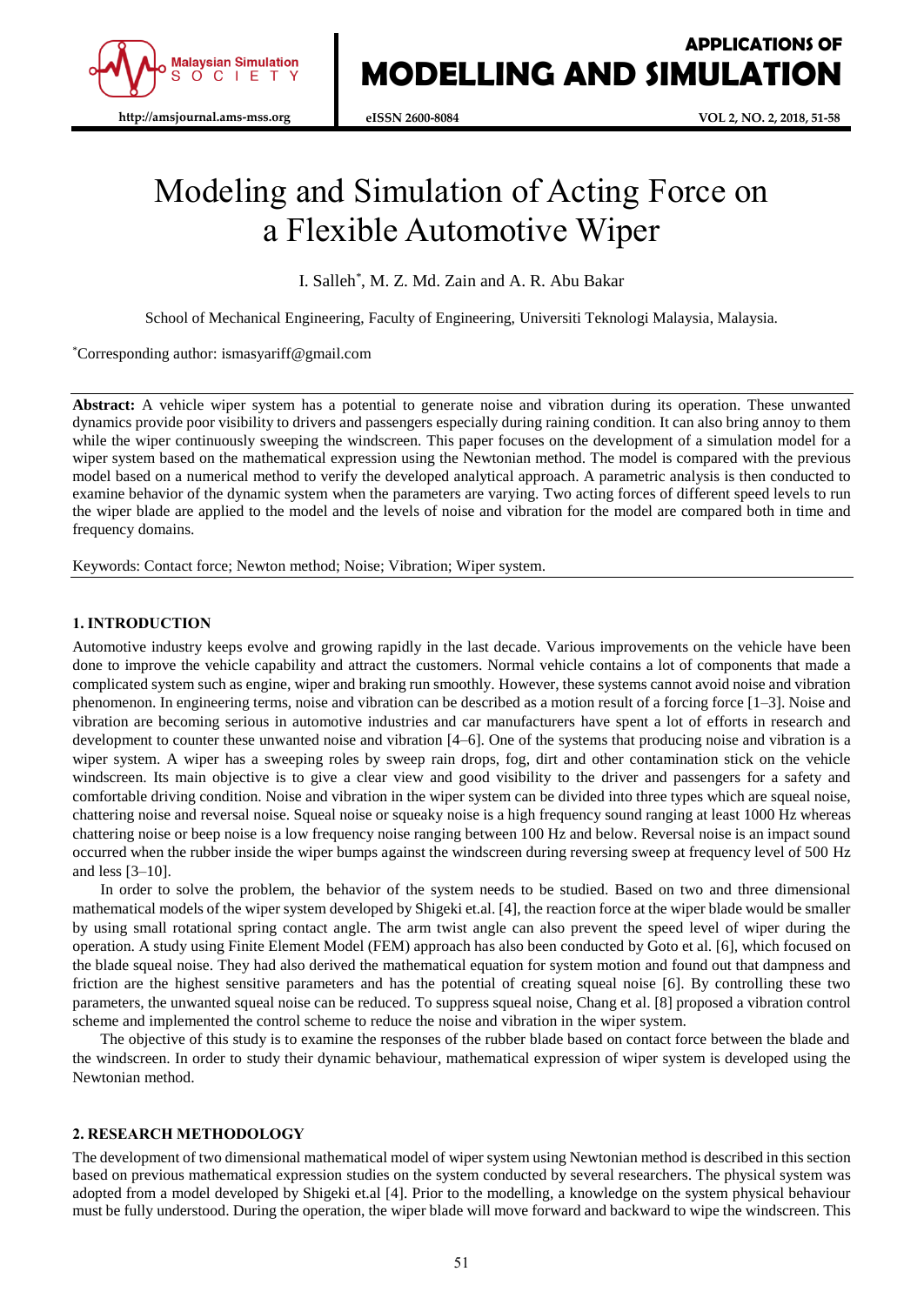# Modeling and Simulation of Acting Force on a Flexible Automotive Wiper

I. Salleh*, M. Z. Md. Zain and A. R. Abu Bakar

School of Mechanical Engineering, Faculty of Engineering, Universiti Teknologi Malaysia, Malaysia.

*Corresponding author: ismasyariff@gmail.com

**Abstract:** A vehicle wiper system has a potential to generate noise and vibration during its operation. These unwanted dynamics provide poor visibility to drivers and passengers especially during raining condition. It can also bring annoy to them while the wiper continuously sweeping the windscreen. This paper focuses on the development of a simulation model for a wiper system based on the mathematical expression using the Newtonian method. The model is compared with the previous model based on a numerical method to verify the developed analytical approach. A parametric analysis is then conducted to examine behavior of the dynamic system when the parameters are varying. Two acting forces of different speed levels to run the wiper blade are applied to the model and the levels of noise and vibration for the model are compared both in time and frequency domains.

Keywords: Contact force; Newton method; Noise; Vibration; Wiper system.

## 1. INTRODUCTION

Automotive industry keeps evolve and growing rapidly in the last decade. Various improvements on the vehicle have been done to improve the vehicle capability and attract the customers. Normal vehicle contains a lot of components that made a complicated system such as engine, wiper and braking run smoothly. However, these systems cannot avoid noise and vibration phenomenon. In engineering terms, noise and vibration can be described as a motion result of a forcing force [1–3]. Noise and vibration are becoming serious in automotive industries and car manufacturers have spent a lot of efforts in research and development to counter these unwanted noise and vibration [4–6]. One of the systems that producing noise and vibration is a wiper system. A wiper has a sweeping roles by sweep rain drops, fog, dirt and other contamination stick on the vehicle windscreen. Its main objective is to give a clear view and good visibility to the driver and passengers for a safety and comfortable driving condition. Noise and vibration in the wiper system can be divided into three types which are squeal noise, chattering noise and reversal noise. Squeal noise or squeaky noise is a high frequency sound ranging at least 1000 Hz whereas chattering noise or beep noise is a low frequency noise ranging between 100 Hz and below. Reversal noise is an impact sound occurred when the rubber inside the wiper bumps against the windscreen during reversing sweep at frequency level of 500 Hz and less [3–10].

In order to solve the problem, the behavior of the system needs to be studied. Based on two and three dimensional mathematical models of the wiper system developed by Shigeki et.al. [4], the reaction force at the wiper blade would be smaller by using small rotational spring contact angle. The arm twist angle can also prevent the speed level of wiper during the operation. A study using Finite Element Model (FEM) approach has also been conducted by Goto et al. [6], which focused on the blade squeal noise. They had also derived the mathematical equation for system motion and found out that dampness and friction are the highest sensitive parameters and has the potential of creating squeal noise [6]. By controlling these two parameters, the unwanted squeal noise can be reduced. To suppress squeal noise, Chang et al. [8] proposed a vibration control scheme and implemented the control scheme to reduce the noise and vibration in the wiper system.

The objective of this study is to examine the responses of the rubber blade based on contact force between the blade and the windscreen. In order to study their dynamic behaviour, mathematical expression of wiper system is developed using the Newtonian method.

## 2. RESEARCH METHODOLOGY

The development of two dimensional mathematical model of wiper system using Newtonian method is described in this section based on previous mathematical expression studies on the system conducted by several researchers. The physical system was adopted from a model developed by Shigeki et.al [4]. Prior to the modelling, a knowledge on the system physical behaviour must be fully understood. During the operation, the wiper blade will move forward and backward to wipe the windscreen. This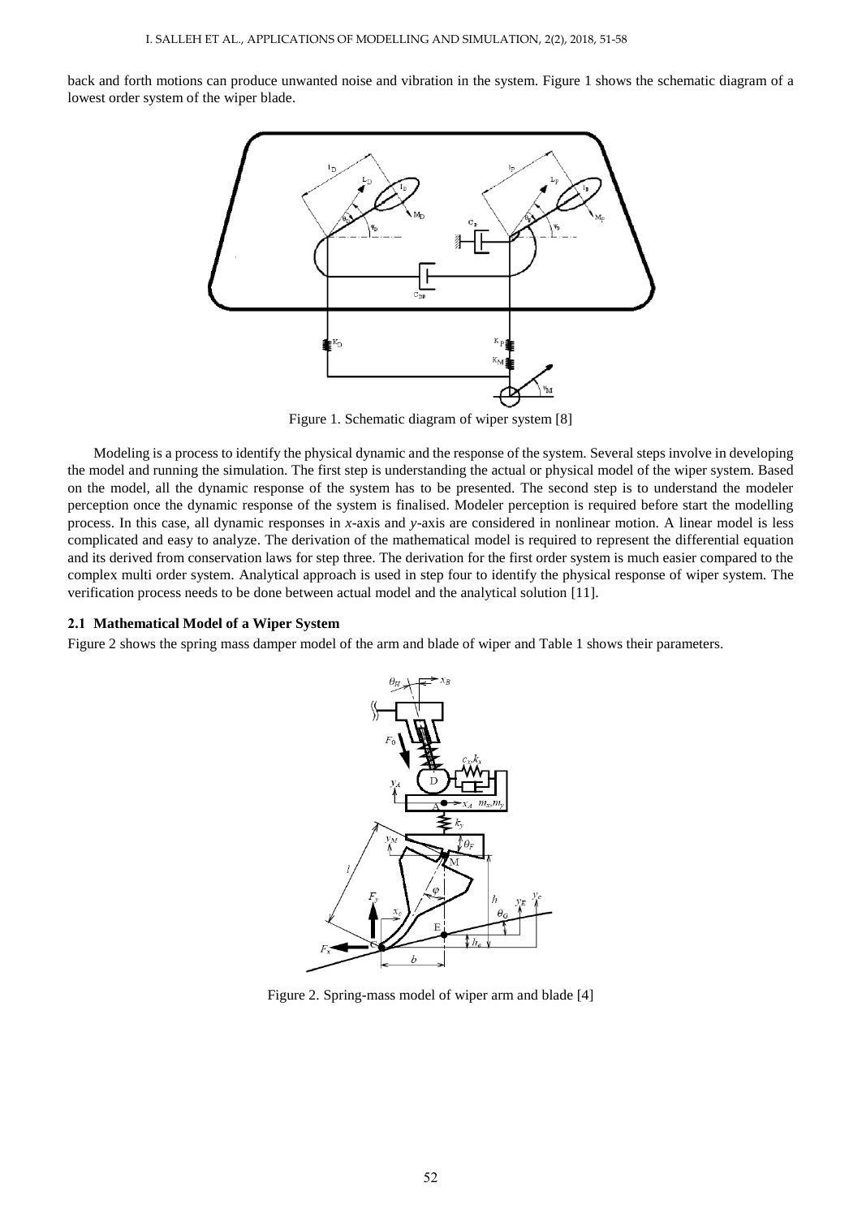back and forth motions can produce unwanted noise and vibration in the system. Figure 1 shows the schematic diagram of a lowest order system of the wiper blade.

Figure 1. Schematic diagram of wiper system [8]

Modeling is a process to identify the physical dynamic and the response of the system. Several steps involve in developing the model and running the simulation. The first step is understanding the actual or physical model of the wiper system. Based on the model, all the dynamic response of the system has to be presented. The second step is to understand the modeler perception once the dynamic response of the system is finalised. Modeler perception is required before start the modelling process. In this case, all dynamic responses in *x*-axis and *y*-axis are considered in nonlinear motion. A linear model is less complicated and easy to analyze. The derivation of the mathematical model is required to represent the differential equation and its derived from conservation laws for step three. The derivation for the first order system is much easier compared to the complex multi order system. Analytical approach is used in step four to identify the physical response of wiper system. The verification process needs to be done between actual model and the analytical solution [11].

### 2.1 Mathematical Model of a Wiper System

Figure 2 shows the spring mass damper model of the arm and blade of wiper and Table 1 shows their parameters.

Figure 2. Spring-mass model of wiper arm and blade [4]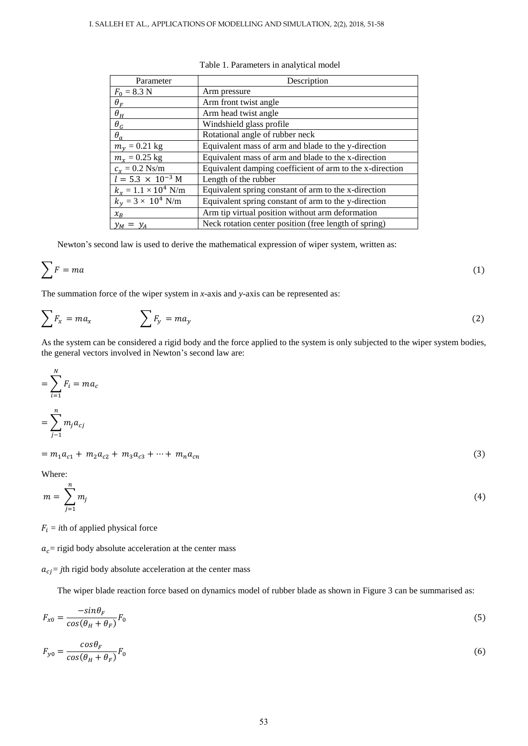Table 1. Parameters in analytical model

| Parameter | Description |
|---|---|
| $F_0$ = 8.3 N | Arm pressure |
| $\theta_F$ | Arm front twist angle |
| $\theta_H$ | Arm head twist angle |
| $\theta_G$ | Windshield glass profile |
| $\theta_a$ | Rotational angle of rubber neck |
| $m_y$ = 0.21 kg | Equivalent mass of arm and blade to the y-direction |
| $m_x$ = 0.25 kg | Equivalent mass of arm and blade to the x-direction |
| $c_x$ = 0.2 Ns/m | Equivalent damping coefficient of arm to the x-direction |
| $l = 5.3 \times 10^{-3}$ M | Length of the rubber |
| $k_x = 1.1 \times 10^4$ N/m | Equivalent spring constant of arm to the x-direction |
| $k_y = 3 \times 10^4$ N/m | Equivalent spring constant of arm to the y-direction |
| $x_B$ | Arm tip virtual position without arm deformation |
| $y_M = y_A$ | Neck rotation center position (free length of spring) |

Newton's second law is used to derive the mathematical expression of wiper system, written as:

$$\sum F = ma \tag{1}$$

The summation force of the wiper system in *x*-axis and *y*-axis can be represented as:

$$\sum F_x = ma_x \qquad \sum F_y = ma_y \tag{2}$$

As the system can be considered a rigid body and the force applied to the system is only subjected to the wiper system bodies, the general vectors involved in Newton's second law are:

$$= \sum_{i=1}^{N} F_i = ma_c$$

$$= \sum_{j-1}^{n} m_j a_{cj}$$

$$= m_1 a_{c1} + m_2 a_{c2} + m_3 a_{c3} + \cdots + m_n a_{cn} \tag{3}$$

Where:

$$m = \sum_{j=1}^{n} m_j \tag{4}$$

$F_i$ = *i*th of applied physical force

$a_c$= rigid body absolute acceleration at the center mass

$a_{cj}$= *j*th rigid body absolute acceleration at the center mass

The wiper blade reaction force based on dynamics model of rubber blade as shown in Figure 3 can be summarised as:

$$F_{x0} = \frac{-sin\theta_F}{cos(\theta_H + \theta_F)} F_0 \tag{5}$$

$$F_{y0} = \frac{cos\theta_F}{cos(\theta_H + \theta_F)} F_0 \tag{6}$$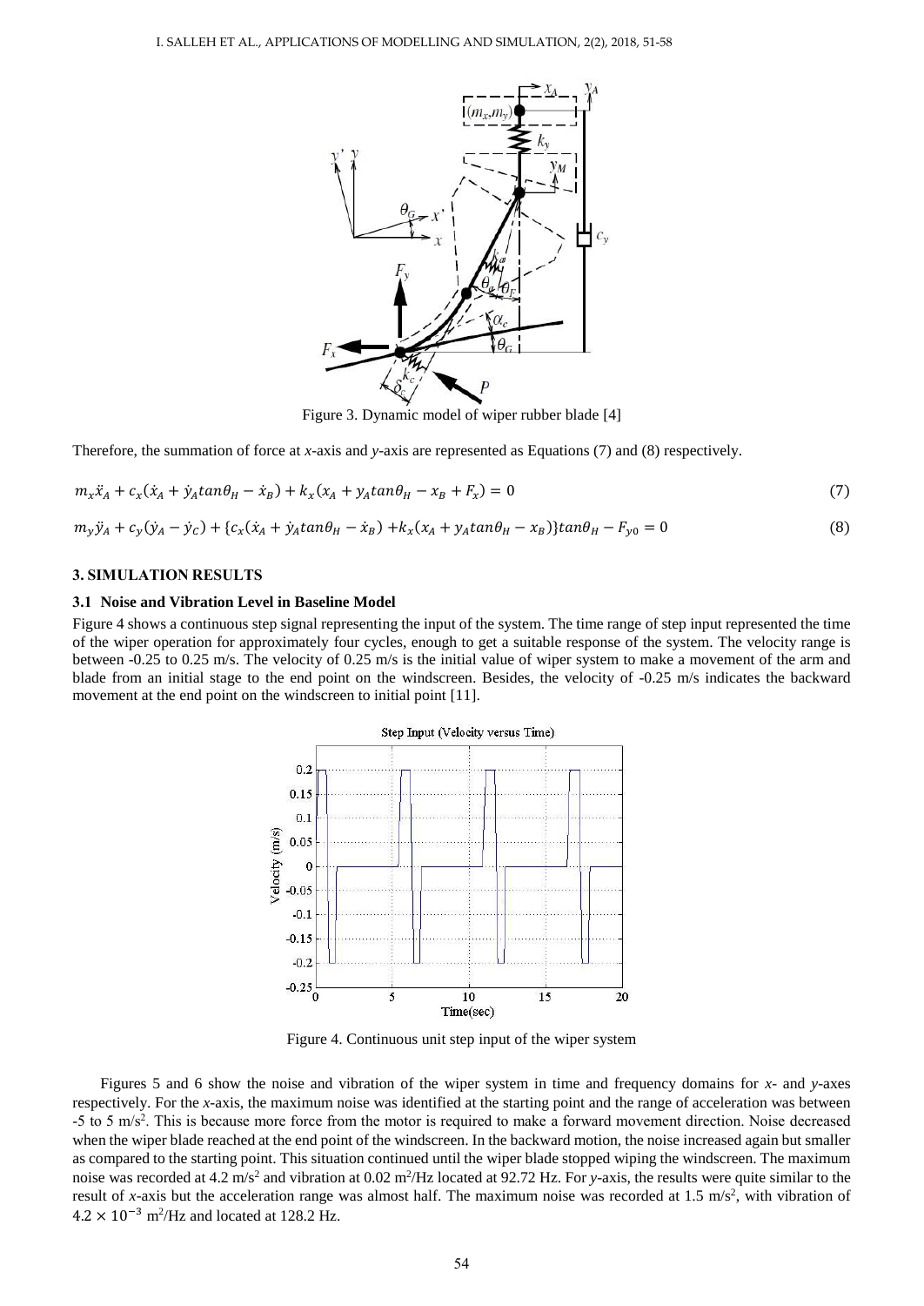Figure 3. Dynamic model of wiper rubber blade [4]

Therefore, the summation of force at *x*-axis and *y*-axis are represented as Equations (7) and (8) respectively.

$$m_x\ddot{x}_A + c_x(\dot{x}_A + \dot{y}_A tan\theta_H - \dot{x}_B) + k_x(x_A + y_A tan\theta_H - x_B + F_x) = 0 \tag{7}$$

$$m_y\ddot{y}_A + c_y(\dot{y}_A - \dot{y}_C) + \{c_x(\dot{x}_A + \dot{y}_A tan\theta_H - \dot{x}_B) + k_x(x_A + y_A tan\theta_H - x_B)\}tan\theta_H - F_{y0} = 0 \tag{8}$$

## 3. SIMULATION RESULTS

### 3.1 Noise and Vibration Level in Baseline Model

Figure 4 shows a continuous step signal representing the input of the system. The time range of step input represented the time of the wiper operation for approximately four cycles, enough to get a suitable response of the system. The velocity range is between -0.25 to 0.25 m/s. The velocity of 0.25 m/s is the initial value of wiper system to make a movement of the arm and blade from an initial stage to the end point on the windscreen. Besides, the velocity of -0.25 m/s indicates the backward movement at the end point on the windscreen to initial point [11].

Figure 4. Continuous unit step input of the wiper system

Figures 5 and 6 show the noise and vibration of the wiper system in time and frequency domains for *x*- and *y*-axes respectively. For the *x*-axis, the maximum noise was identified at the starting point and the range of acceleration was between -5 to 5 m/s$^2$. This is because more force from the motor is required to make a forward movement direction. Noise decreased when the wiper blade reached at the end point of the windscreen. In the backward motion, the noise increased again but smaller as compared to the starting point. This situation continued until the wiper blade stopped wiping the windscreen. The maximum noise was recorded at 4.2 m/s$^2$ and vibration at 0.02 m$^2$/Hz located at 92.72 Hz. For *y*-axis, the results were quite similar to the result of *x*-axis but the acceleration range was almost half. The maximum noise was recorded at 1.5 m/s$^2$, with vibration of $4.2 \times 10^{-3}$ m$^2$/Hz and located at 128.2 Hz.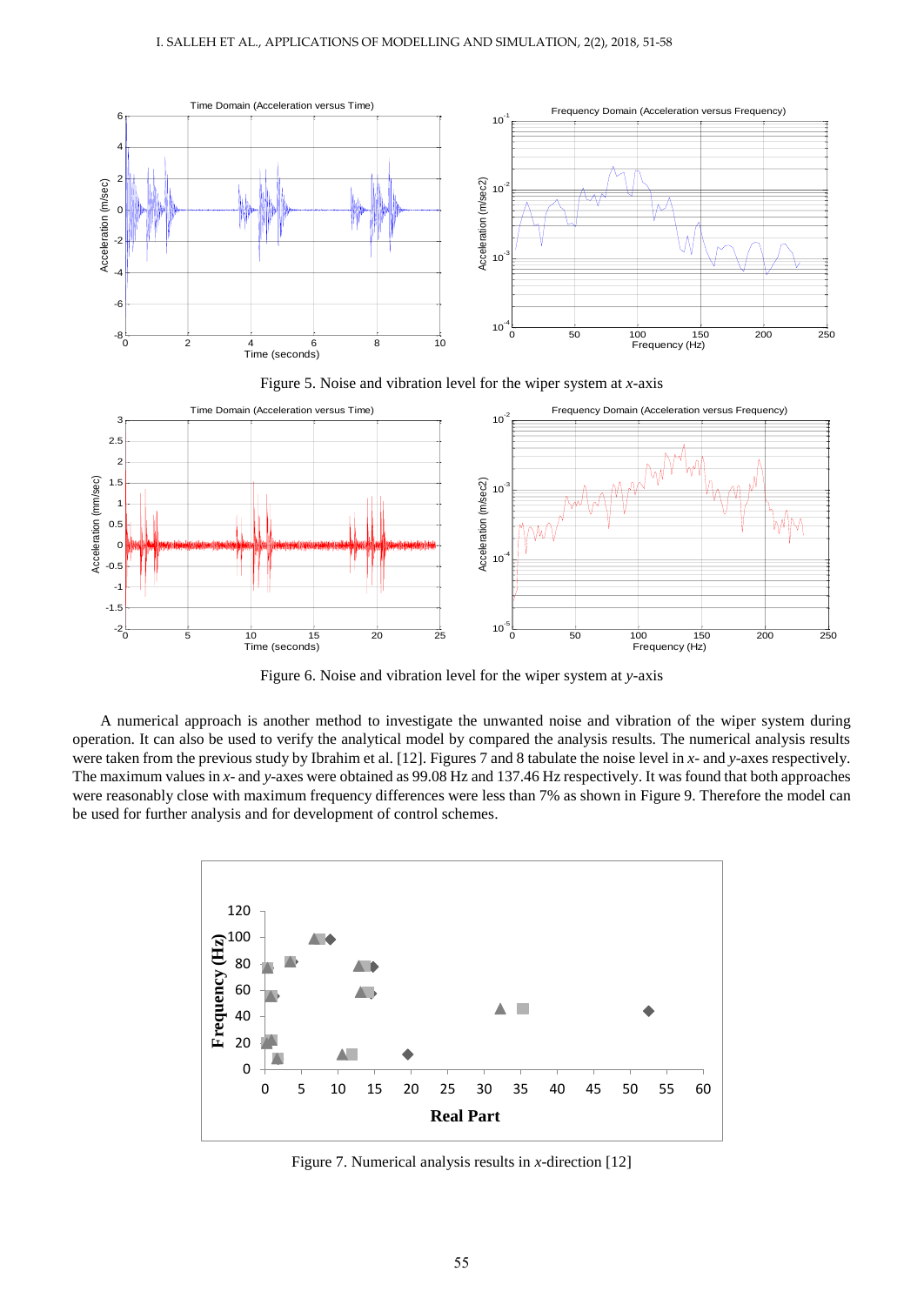Figure 5. Noise and vibration level for the wiper system at *x*-axis

Figure 6. Noise and vibration level for the wiper system at *y*-axis

A numerical approach is another method to investigate the unwanted noise and vibration of the wiper system during operation. It can also be used to verify the analytical model by compared the analysis results. The numerical analysis results were taken from the previous study by Ibrahim et al. [12]. Figures 7 and 8 tabulate the noise level in *x*- and *y*-axes respectively. The maximum values in *x*- and *y*-axes were obtained as 99.08 Hz and 137.46 Hz respectively. It was found that both approaches were reasonably close with maximum frequency differences were less than 7% as shown in Figure 9. Therefore the model can be used for further analysis and for development of control schemes.

Figure 7. Numerical analysis results in *x*-direction [12]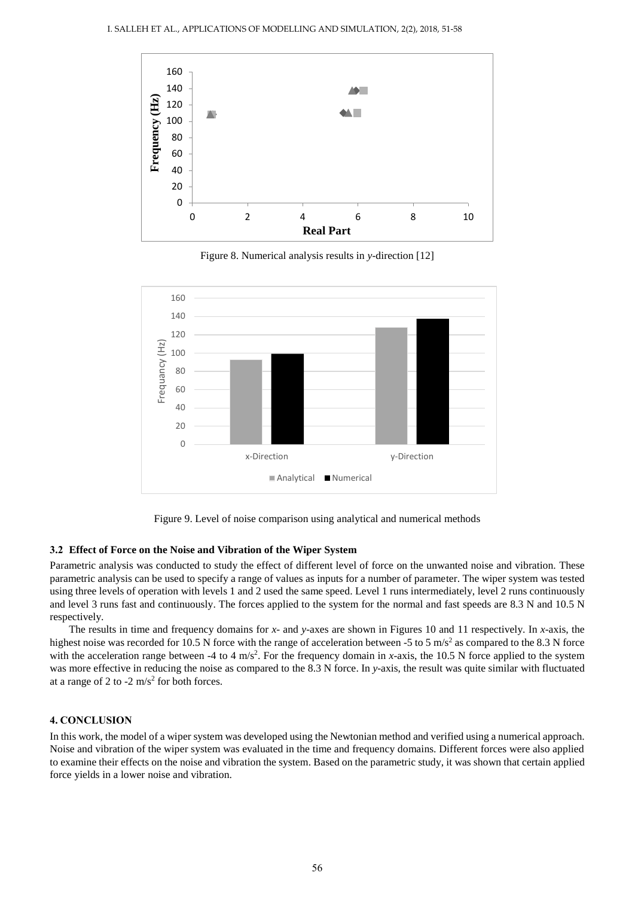Figure 8. Numerical analysis results in *y*-direction [12]

Figure 9. Level of noise comparison using analytical and numerical methods

### 3.2 Effect of Force on the Noise and Vibration of the Wiper System

Parametric analysis was conducted to study the effect of different level of force on the unwanted noise and vibration. These parametric analysis can be used to specify a range of values as inputs for a number of parameter. The wiper system was tested using three levels of operation with levels 1 and 2 used the same speed. Level 1 runs intermediately, level 2 runs continuously and level 3 runs fast and continuously. The forces applied to the system for the normal and fast speeds are 8.3 N and 10.5 N respectively.

The results in time and frequency domains for *x*- and *y*-axes are shown in Figures 10 and 11 respectively. In *x*-axis, the highest noise was recorded for 10.5 N force with the range of acceleration between -5 to 5 $m/s^2$ as compared to the 8.3 N force with the acceleration range between -4 to 4 $m/s^2$. For the frequency domain in *x*-axis, the 10.5 N force applied to the system was more effective in reducing the noise as compared to the 8.3 N force. In *y*-axis, the result was quite similar with fluctuated at a range of 2 to -2 $m/s^2$ for both forces.

## 4. CONCLUSION

In this work, the model of a wiper system was developed using the Newtonian method and verified using a numerical approach. Noise and vibration of the wiper system was evaluated in the time and frequency domains. Different forces were also applied to examine their effects on the noise and vibration the system. Based on the parametric study, it was shown that certain applied force yields in a lower noise and vibration.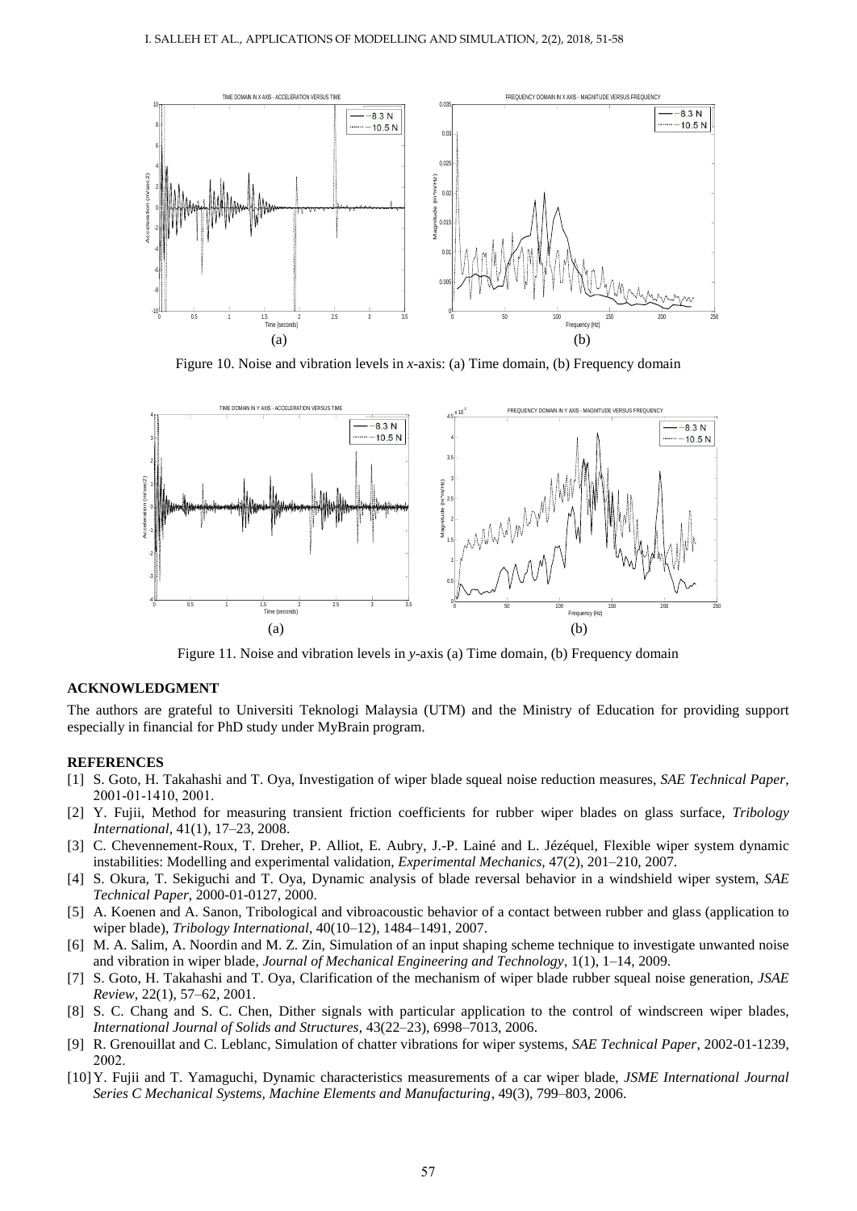Figure 10. Noise and vibration levels in *x*-axis: (a) Time domain, (b) Frequency domain

Figure 11. Noise and vibration levels in *y*-axis (a) Time domain, (b) Frequency domain

## ACKNOWLEDGMENT

The authors are grateful to Universiti Teknologi Malaysia (UTM) and the Ministry of Education for providing support especially in financial for PhD study under MyBrain program.

## REFERENCES

[1] S. Goto, H. Takahashi and T. Oya, Investigation of wiper blade squeal noise reduction measures, *SAE Technical Paper*, 2001-01-1410, 2001.

[2] Y. Fujii, Method for measuring transient friction coefficients for rubber wiper blades on glass surface, *Tribology International*, 41(1), 17–23, 2008.

[3] C. Chevennement-Roux, T. Dreher, P. Alliot, E. Aubry, J.-P. Lainé and L. Jézéquel, Flexible wiper system dynamic instabilities: Modelling and experimental validation, *Experimental Mechanics*, 47(2), 201–210, 2007.

[4] S. Okura, T. Sekiguchi and T. Oya, Dynamic analysis of blade reversal behavior in a windshield wiper system, *SAE Technical Paper*, 2000-01-0127, 2000.

[5] A. Koenen and A. Sanon, Tribological and vibroacoustic behavior of a contact between rubber and glass (application to wiper blade), *Tribology International*, 40(10–12), 1484–1491, 2007.

[6] M. A. Salim, A. Noordin and M. Z. Zin, Simulation of an input shaping scheme technique to investigate unwanted noise and vibration in wiper blade, *Journal of Mechanical Engineering and Technology*, 1(1), 1–14, 2009.

[7] S. Goto, H. Takahashi and T. Oya, Clarification of the mechanism of wiper blade rubber squeal noise generation, *JSAE Review*, 22(1), 57–62, 2001.

[8] S. C. Chang and S. C. Chen, Dither signals with particular application to the control of windscreen wiper blades, *International Journal of Solids and Structures*, 43(22–23), 6998–7013, 2006.

[9] R. Grenouillat and C. Leblanc, Simulation of chatter vibrations for wiper systems, *SAE Technical Paper*, 2002-01-1239, 2002.

[10] Y. Fujii and T. Yamaguchi, Dynamic characteristics measurements of a car wiper blade, *JSME International Journal Series C Mechanical Systems, Machine Elements and Manufacturing*, 49(3), 799–803, 2006.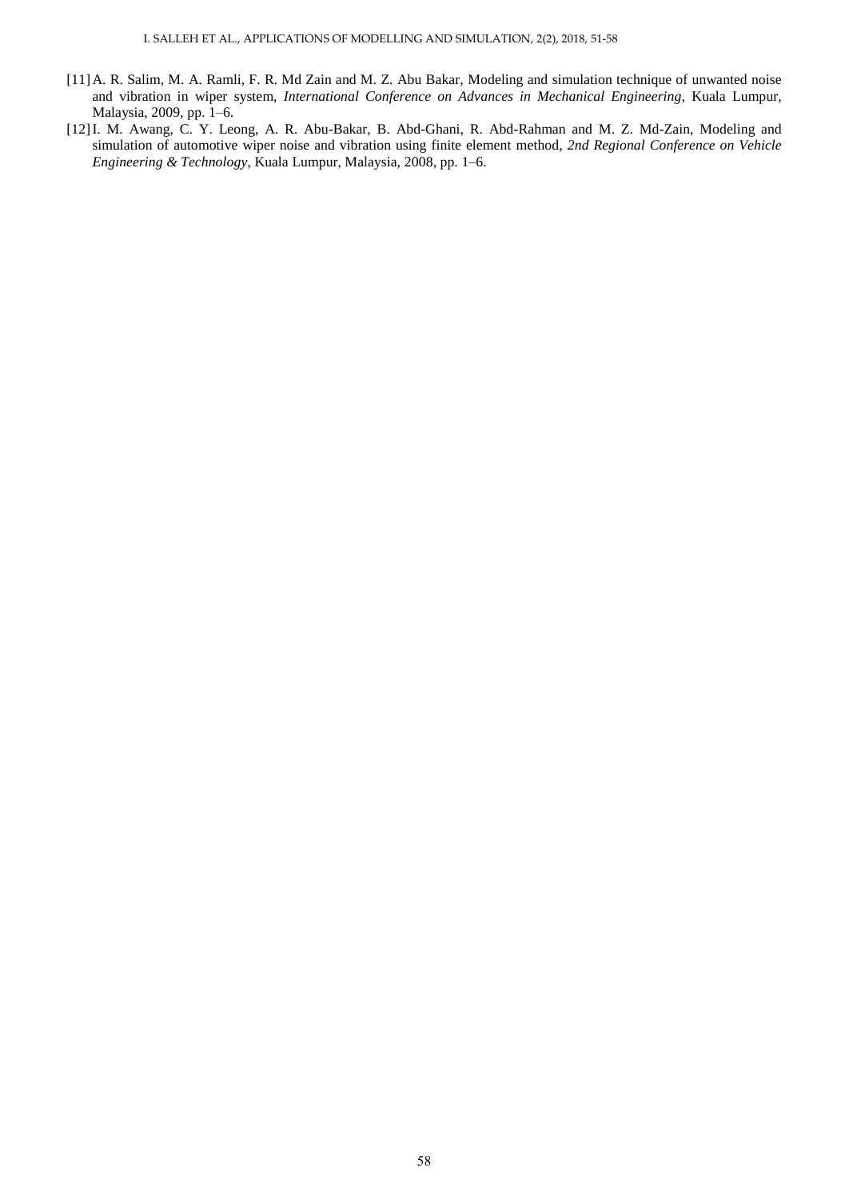[11] A. R. Salim, M. A. Ramli, F. R. Md Zain and M. Z. Abu Bakar, Modeling and simulation technique of unwanted noise and vibration in wiper system, *International Conference on Advances in Mechanical Engineering*, Kuala Lumpur, Malaysia, 2009, pp. 1–6.

[12] I. M. Awang, C. Y. Leong, A. R. Abu-Bakar, B. Abd-Ghani, R. Abd-Rahman and M. Z. Md-Zain, Modeling and simulation of automotive wiper noise and vibration using finite element method, *2nd Regional Conference on Vehicle Engineering & Technology*, Kuala Lumpur, Malaysia, 2008, pp. 1–6.